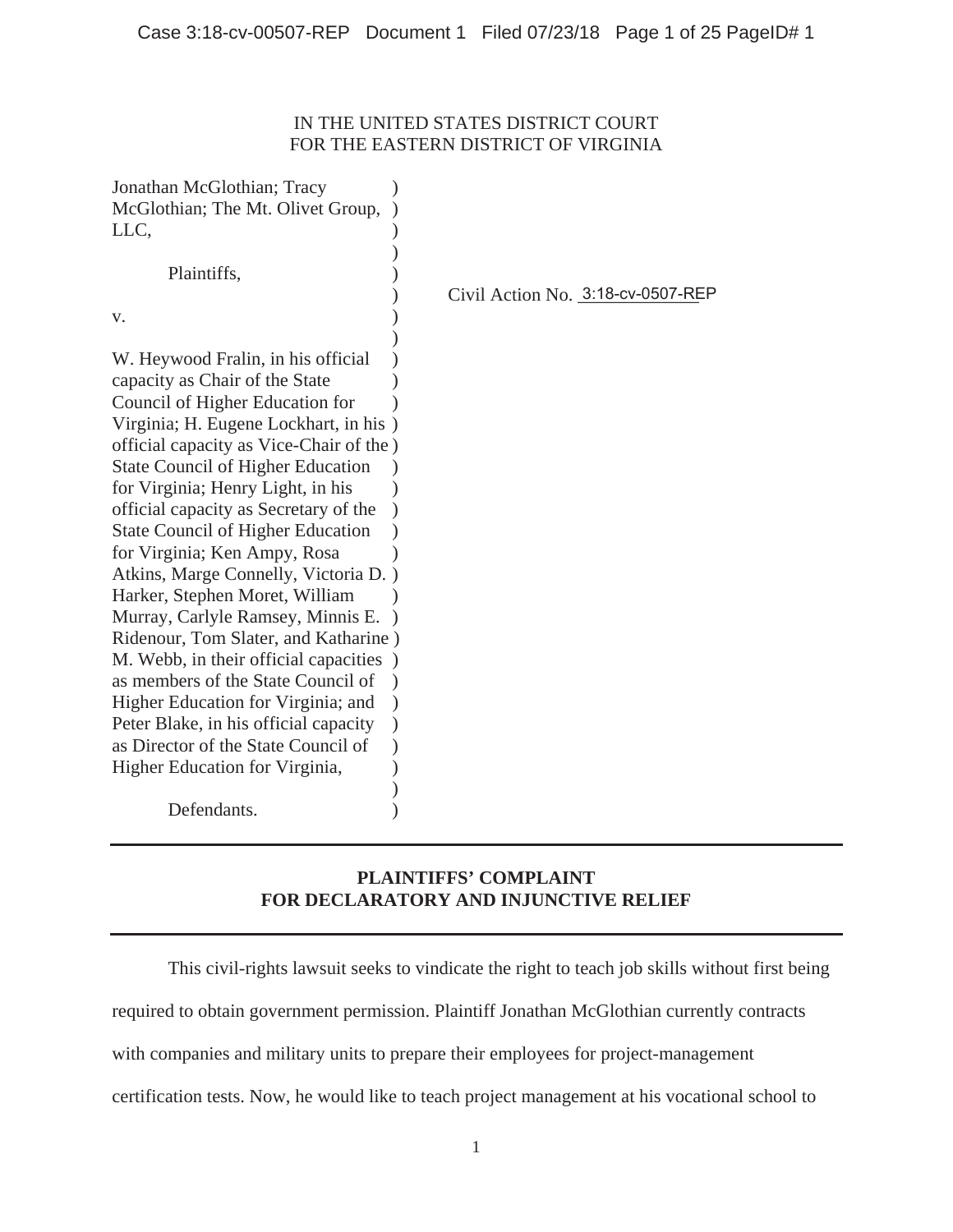IN THE UNITED STATES DISTRICT COURT
FOR THE EASTERN DISTRICT OF VIRGINIA

Jonathan McGlothian; Tracy McGlothian; The Mt. Olivet Group, LLC,

Plaintiffs,

v.

W. Heywood Fralin, in his official capacity as Chair of the State Council of Higher Education for Virginia; H. Eugene Lockhart, in his official capacity as Vice-Chair of the State Council of Higher Education for Virginia; Henry Light, in his official capacity as Secretary of the State Council of Higher Education for Virginia; Ken Ampy, Rosa Atkins, Marge Connelly, Victoria D. Harker, Stephen Moret, William Murray, Carlyle Ramsey, Minnis E. Ridenour, Tom Slater, and Katharine M. Webb, in their official capacities as members of the State Council of Higher Education for Virginia; and Peter Blake, in his official capacity as Director of the State Council of Higher Education for Virginia,

Defendants.

Civil Action No. 3:18-cv-0507-REP

---

**PLAINTIFFS' COMPLAINT**
**FOR DECLARATORY AND INJUNCTIVE RELIEF**

---

This civil-rights lawsuit seeks to vindicate the right to teach job skills without first being required to obtain government permission. Plaintiff Jonathan McGlothian currently contracts with companies and military units to prepare their employees for project-management certification tests. Now, he would like to teach project management at his vocational school to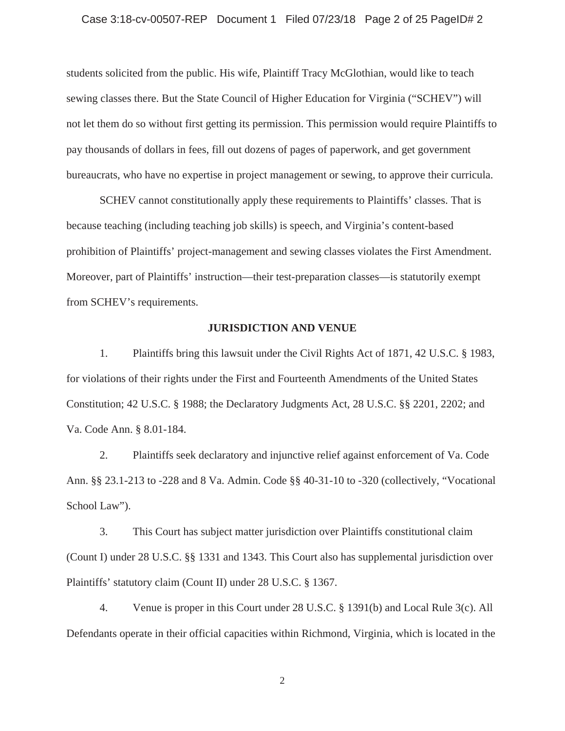students solicited from the public. His wife, Plaintiff Tracy McGlothian, would like to teach sewing classes there. But the State Council of Higher Education for Virginia ("SCHEV") will not let them do so without first getting its permission. This permission would require Plaintiffs to pay thousands of dollars in fees, fill out dozens of pages of paperwork, and get government bureaucrats, who have no expertise in project management or sewing, to approve their curricula.

SCHEV cannot constitutionally apply these requirements to Plaintiffs' classes. That is because teaching (including teaching job skills) is speech, and Virginia's content-based prohibition of Plaintiffs' project-management and sewing classes violates the First Amendment. Moreover, part of Plaintiffs' instruction—their test-preparation classes—is statutorily exempt from SCHEV's requirements.

## JURISDICTION AND VENUE

1. Plaintiffs bring this lawsuit under the Civil Rights Act of 1871, 42 U.S.C. § 1983, for violations of their rights under the First and Fourteenth Amendments of the United States Constitution; 42 U.S.C. § 1988; the Declaratory Judgments Act, 28 U.S.C. §§ 2201, 2202; and Va. Code Ann. § 8.01-184.

2. Plaintiffs seek declaratory and injunctive relief against enforcement of Va. Code Ann. §§ 23.1-213 to -228 and 8 Va. Admin. Code §§ 40-31-10 to -320 (collectively, "Vocational School Law").

3. This Court has subject matter jurisdiction over Plaintiffs constitutional claim (Count I) under 28 U.S.C. §§ 1331 and 1343. This Court also has supplemental jurisdiction over Plaintiffs' statutory claim (Count II) under 28 U.S.C. § 1367.

4. Venue is proper in this Court under 28 U.S.C. § 1391(b) and Local Rule 3(c). All Defendants operate in their official capacities within Richmond, Virginia, which is located in the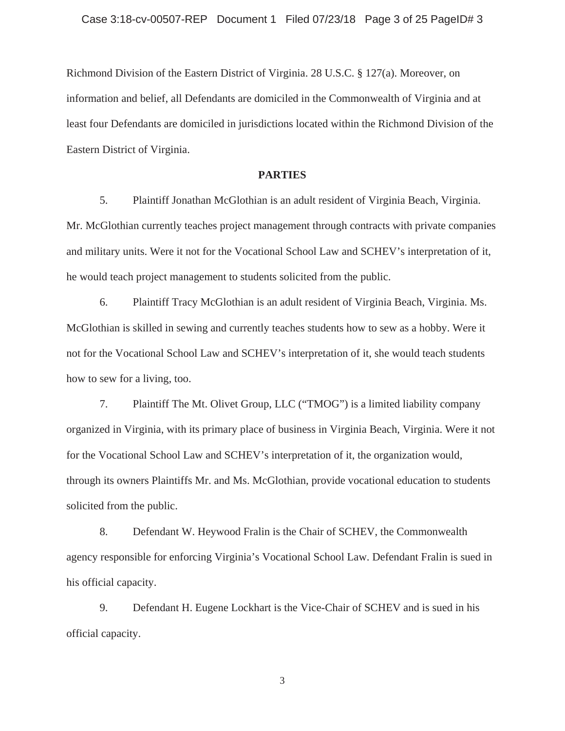Richmond Division of the Eastern District of Virginia. 28 U.S.C. § 127(a). Moreover, on information and belief, all Defendants are domiciled in the Commonwealth of Virginia and at least four Defendants are domiciled in jurisdictions located within the Richmond Division of the Eastern District of Virginia.

## PARTIES

5. Plaintiff Jonathan McGlothian is an adult resident of Virginia Beach, Virginia. Mr. McGlothian currently teaches project management through contracts with private companies and military units. Were it not for the Vocational School Law and SCHEV's interpretation of it, he would teach project management to students solicited from the public.

6. Plaintiff Tracy McGlothian is an adult resident of Virginia Beach, Virginia. Ms. McGlothian is skilled in sewing and currently teaches students how to sew as a hobby. Were it not for the Vocational School Law and SCHEV's interpretation of it, she would teach students how to sew for a living, too.

7. Plaintiff The Mt. Olivet Group, LLC ("TMOG") is a limited liability company organized in Virginia, with its primary place of business in Virginia Beach, Virginia. Were it not for the Vocational School Law and SCHEV's interpretation of it, the organization would, through its owners Plaintiffs Mr. and Ms. McGlothian, provide vocational education to students solicited from the public.

8. Defendant W. Heywood Fralin is the Chair of SCHEV, the Commonwealth agency responsible for enforcing Virginia's Vocational School Law. Defendant Fralin is sued in his official capacity.

9. Defendant H. Eugene Lockhart is the Vice-Chair of SCHEV and is sued in his official capacity.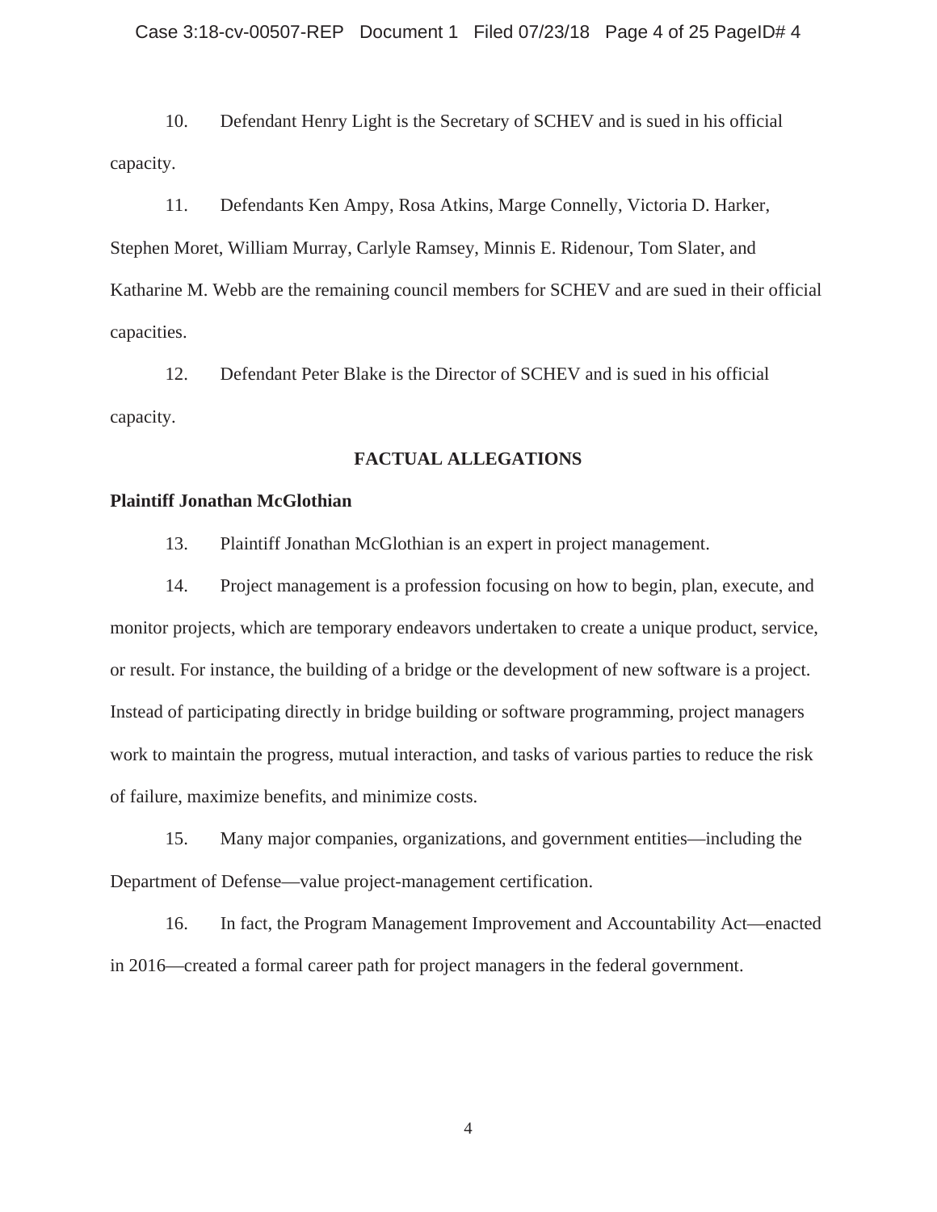10. Defendant Henry Light is the Secretary of SCHEV and is sued in his official capacity.

11. Defendants Ken Ampy, Rosa Atkins, Marge Connelly, Victoria D. Harker, Stephen Moret, William Murray, Carlyle Ramsey, Minnis E. Ridenour, Tom Slater, and Katharine M. Webb are the remaining council members for SCHEV and are sued in their official capacities.

12. Defendant Peter Blake is the Director of SCHEV and is sued in his official capacity.

## FACTUAL ALLEGATIONS

### Plaintiff Jonathan McGlothian

13. Plaintiff Jonathan McGlothian is an expert in project management.

14. Project management is a profession focusing on how to begin, plan, execute, and monitor projects, which are temporary endeavors undertaken to create a unique product, service, or result. For instance, the building of a bridge or the development of new software is a project. Instead of participating directly in bridge building or software programming, project managers work to maintain the progress, mutual interaction, and tasks of various parties to reduce the risk of failure, maximize benefits, and minimize costs.

15. Many major companies, organizations, and government entities—including the Department of Defense—value project-management certification.

16. In fact, the Program Management Improvement and Accountability Act—enacted in 2016—created a formal career path for project managers in the federal government.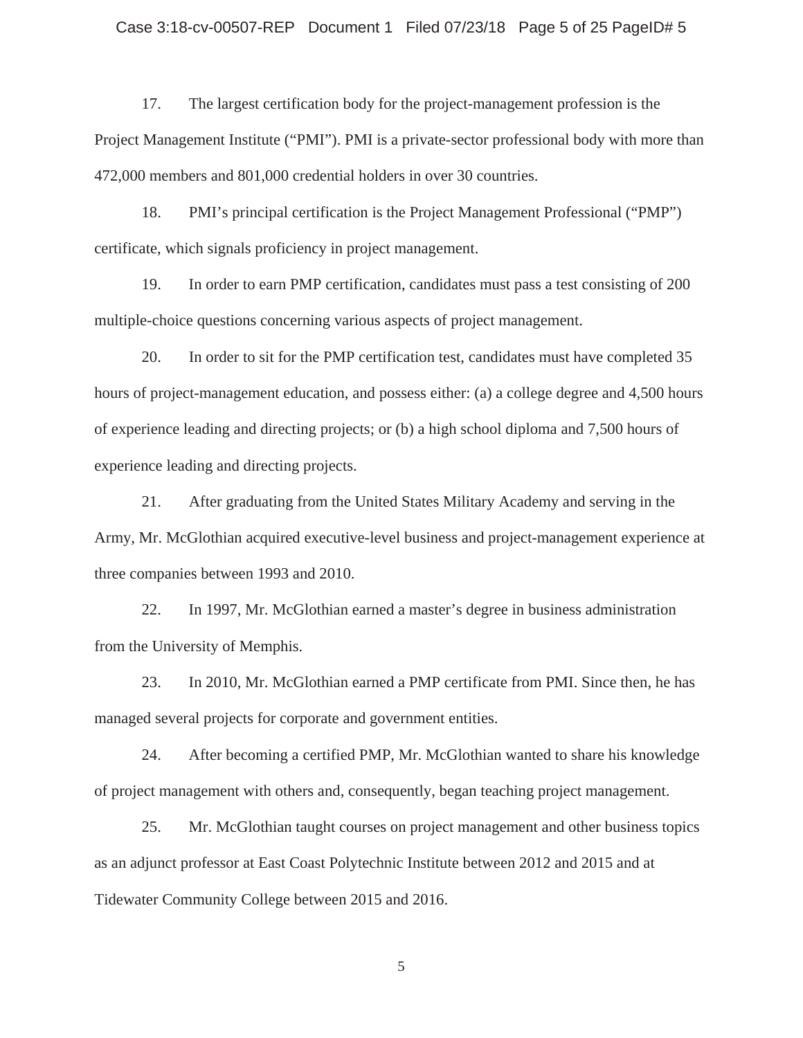17. The largest certification body for the project-management profession is the Project Management Institute ("PMI"). PMI is a private-sector professional body with more than 472,000 members and 801,000 credential holders in over 30 countries.

18. PMI's principal certification is the Project Management Professional ("PMP") certificate, which signals proficiency in project management.

19. In order to earn PMP certification, candidates must pass a test consisting of 200 multiple-choice questions concerning various aspects of project management.

20. In order to sit for the PMP certification test, candidates must have completed 35 hours of project-management education, and possess either: (a) a college degree and 4,500 hours of experience leading and directing projects; or (b) a high school diploma and 7,500 hours of experience leading and directing projects.

21. After graduating from the United States Military Academy and serving in the Army, Mr. McGlothian acquired executive-level business and project-management experience at three companies between 1993 and 2010.

22. In 1997, Mr. McGlothian earned a master's degree in business administration from the University of Memphis.

23. In 2010, Mr. McGlothian earned a PMP certificate from PMI. Since then, he has managed several projects for corporate and government entities.

24. After becoming a certified PMP, Mr. McGlothian wanted to share his knowledge of project management with others and, consequently, began teaching project management.

25. Mr. McGlothian taught courses on project management and other business topics as an adjunct professor at East Coast Polytechnic Institute between 2012 and 2015 and at Tidewater Community College between 2015 and 2016.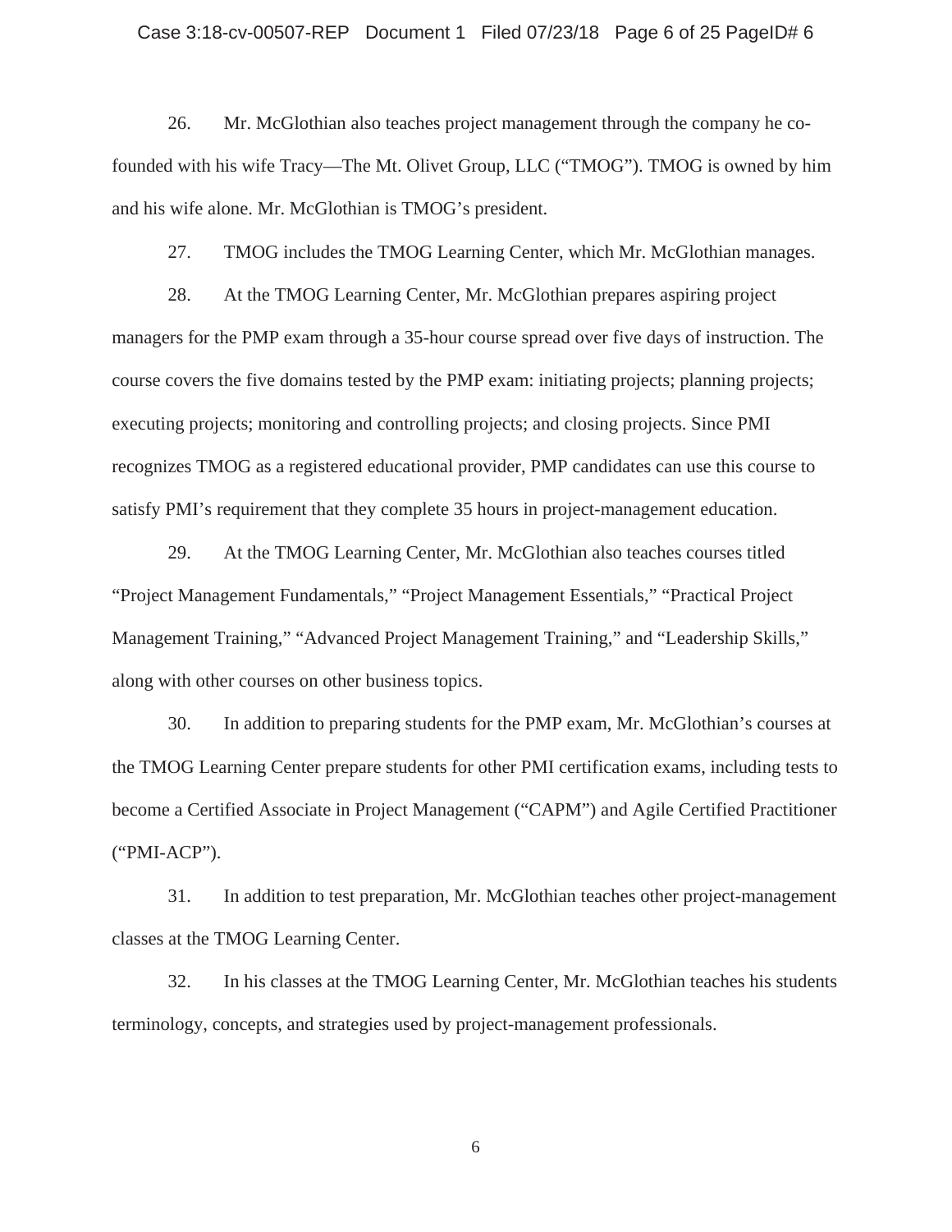26. Mr. McGlothian also teaches project management through the company he co-founded with his wife Tracy—The Mt. Olivet Group, LLC ("TMOG"). TMOG is owned by him and his wife alone. Mr. McGlothian is TMOG's president.

27. TMOG includes the TMOG Learning Center, which Mr. McGlothian manages.

28. At the TMOG Learning Center, Mr. McGlothian prepares aspiring project managers for the PMP exam through a 35-hour course spread over five days of instruction. The course covers the five domains tested by the PMP exam: initiating projects; planning projects; executing projects; monitoring and controlling projects; and closing projects. Since PMI recognizes TMOG as a registered educational provider, PMP candidates can use this course to satisfy PMI's requirement that they complete 35 hours in project-management education.

29. At the TMOG Learning Center, Mr. McGlothian also teaches courses titled "Project Management Fundamentals," "Project Management Essentials," "Practical Project Management Training," "Advanced Project Management Training," and "Leadership Skills," along with other courses on other business topics.

30. In addition to preparing students for the PMP exam, Mr. McGlothian's courses at the TMOG Learning Center prepare students for other PMI certification exams, including tests to become a Certified Associate in Project Management ("CAPM") and Agile Certified Practitioner ("PMI-ACP").

31. In addition to test preparation, Mr. McGlothian teaches other project-management classes at the TMOG Learning Center.

32. In his classes at the TMOG Learning Center, Mr. McGlothian teaches his students terminology, concepts, and strategies used by project-management professionals.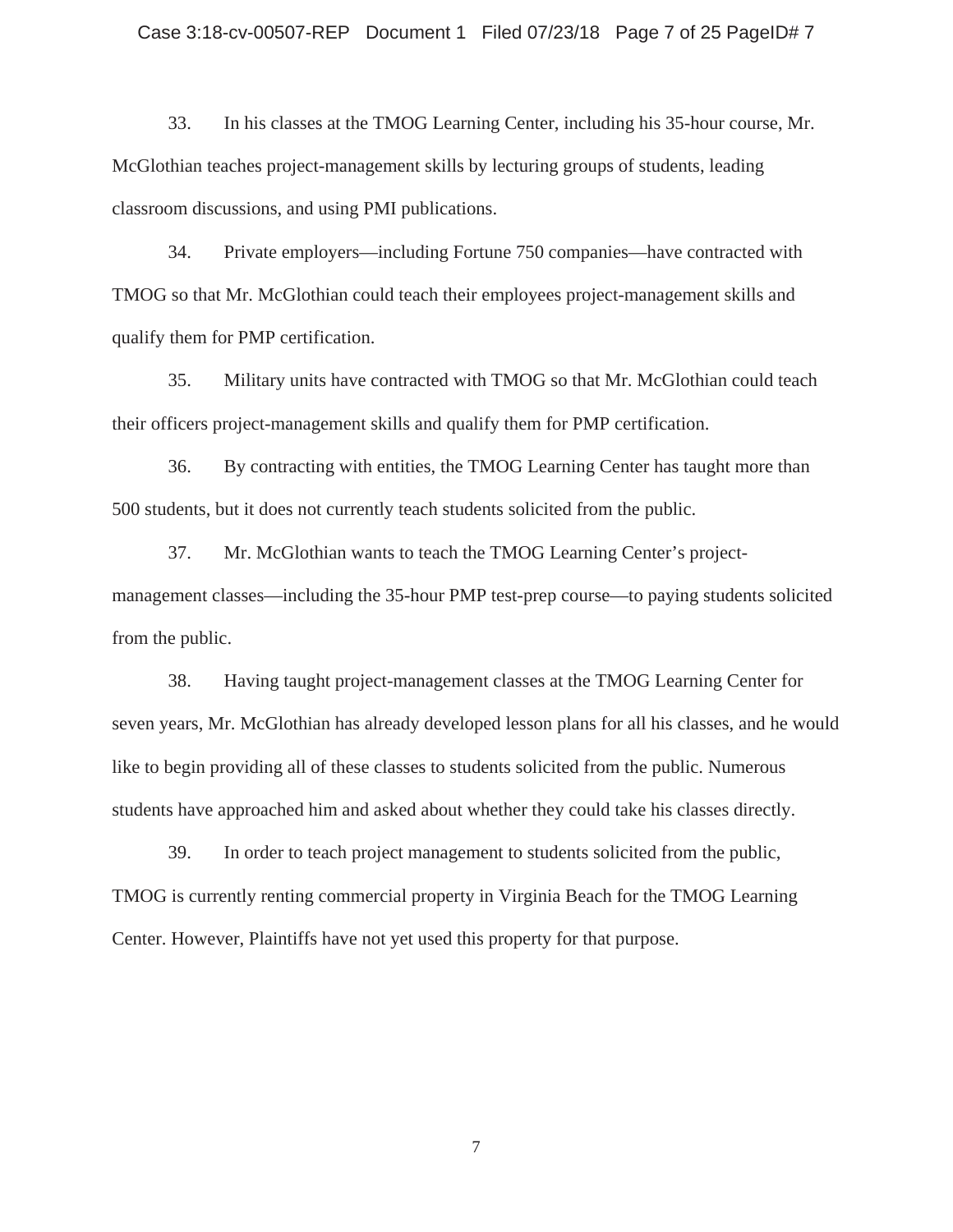33. In his classes at the TMOG Learning Center, including his 35-hour course, Mr. McGlothian teaches project-management skills by lecturing groups of students, leading classroom discussions, and using PMI publications.

34. Private employers—including Fortune 750 companies—have contracted with TMOG so that Mr. McGlothian could teach their employees project-management skills and qualify them for PMP certification.

35. Military units have contracted with TMOG so that Mr. McGlothian could teach their officers project-management skills and qualify them for PMP certification.

36. By contracting with entities, the TMOG Learning Center has taught more than 500 students, but it does not currently teach students solicited from the public.

37. Mr. McGlothian wants to teach the TMOG Learning Center's project-management classes—including the 35-hour PMP test-prep course—to paying students solicited from the public.

38. Having taught project-management classes at the TMOG Learning Center for seven years, Mr. McGlothian has already developed lesson plans for all his classes, and he would like to begin providing all of these classes to students solicited from the public. Numerous students have approached him and asked about whether they could take his classes directly.

39. In order to teach project management to students solicited from the public, TMOG is currently renting commercial property in Virginia Beach for the TMOG Learning Center. However, Plaintiffs have not yet used this property for that purpose.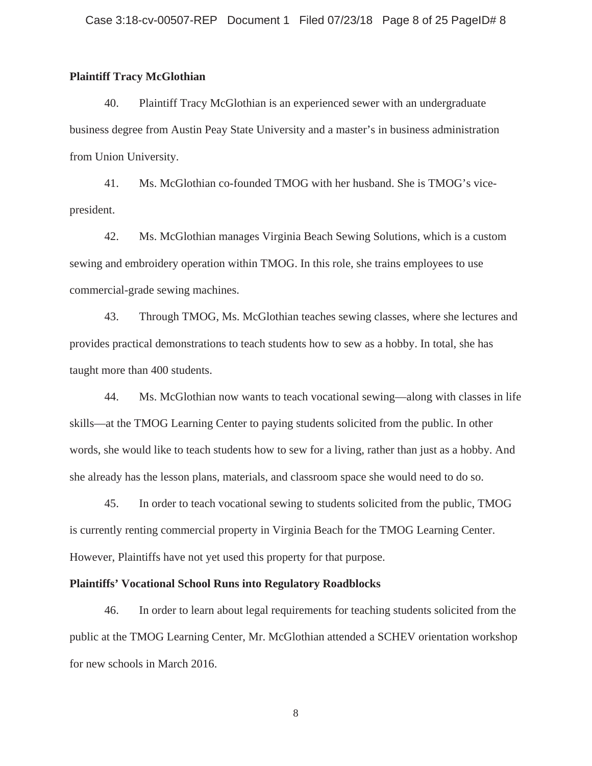**Plaintiff Tracy McGlothian**

40. Plaintiff Tracy McGlothian is an experienced sewer with an undergraduate business degree from Austin Peay State University and a master's in business administration from Union University.

41. Ms. McGlothian co-founded TMOG with her husband. She is TMOG's vice-president.

42. Ms. McGlothian manages Virginia Beach Sewing Solutions, which is a custom sewing and embroidery operation within TMOG. In this role, she trains employees to use commercial-grade sewing machines.

43. Through TMOG, Ms. McGlothian teaches sewing classes, where she lectures and provides practical demonstrations to teach students how to sew as a hobby. In total, she has taught more than 400 students.

44. Ms. McGlothian now wants to teach vocational sewing—along with classes in life skills—at the TMOG Learning Center to paying students solicited from the public. In other words, she would like to teach students how to sew for a living, rather than just as a hobby. And she already has the lesson plans, materials, and classroom space she would need to do so.

45. In order to teach vocational sewing to students solicited from the public, TMOG is currently renting commercial property in Virginia Beach for the TMOG Learning Center. However, Plaintiffs have not yet used this property for that purpose.

**Plaintiffs' Vocational School Runs into Regulatory Roadblocks**

46. In order to learn about legal requirements for teaching students solicited from the public at the TMOG Learning Center, Mr. McGlothian attended a SCHEV orientation workshop for new schools in March 2016.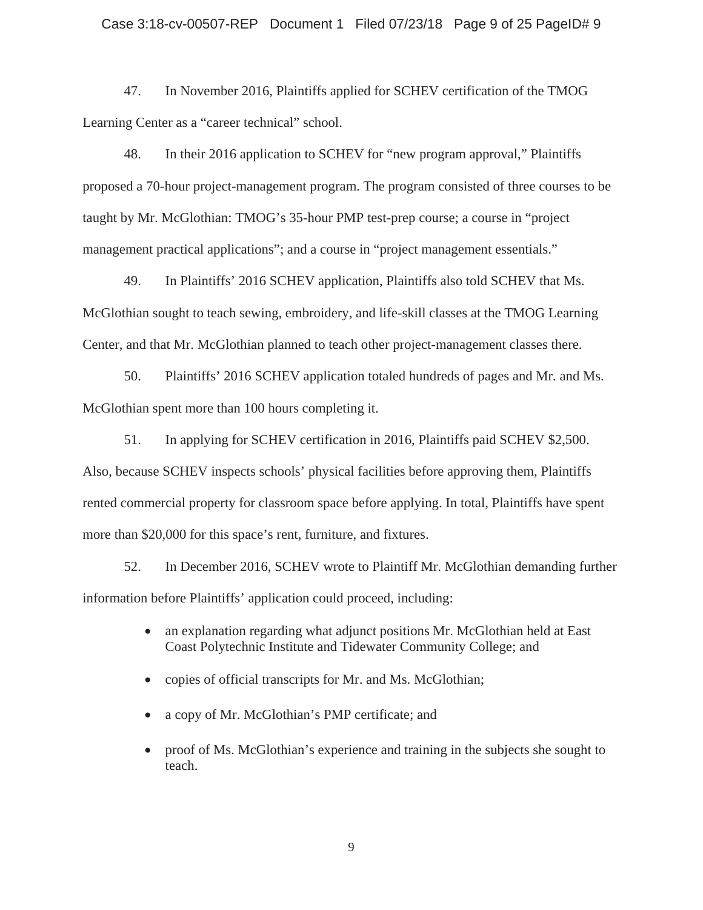47. In November 2016, Plaintiffs applied for SCHEV certification of the TMOG Learning Center as a "career technical" school.

48. In their 2016 application to SCHEV for "new program approval," Plaintiffs proposed a 70-hour project-management program. The program consisted of three courses to be taught by Mr. McGlothian: TMOG's 35-hour PMP test-prep course; a course in "project management practical applications"; and a course in "project management essentials."

49. In Plaintiffs' 2016 SCHEV application, Plaintiffs also told SCHEV that Ms. McGlothian sought to teach sewing, embroidery, and life-skill classes at the TMOG Learning Center, and that Mr. McGlothian planned to teach other project-management classes there.

50. Plaintiffs' 2016 SCHEV application totaled hundreds of pages and Mr. and Ms. McGlothian spent more than 100 hours completing it.

51. In applying for SCHEV certification in 2016, Plaintiffs paid SCHEV $2,500. Also, because SCHEV inspects schools' physical facilities before approving them, Plaintiffs rented commercial property for classroom space before applying. In total, Plaintiffs have spent more than $20,000 for this space's rent, furniture, and fixtures.

52. In December 2016, SCHEV wrote to Plaintiff Mr. McGlothian demanding further information before Plaintiffs' application could proceed, including:

- an explanation regarding what adjunct positions Mr. McGlothian held at East Coast Polytechnic Institute and Tidewater Community College; and
- copies of official transcripts for Mr. and Ms. McGlothian;
- a copy of Mr. McGlothian's PMP certificate; and
- proof of Ms. McGlothian's experience and training in the subjects she sought to teach.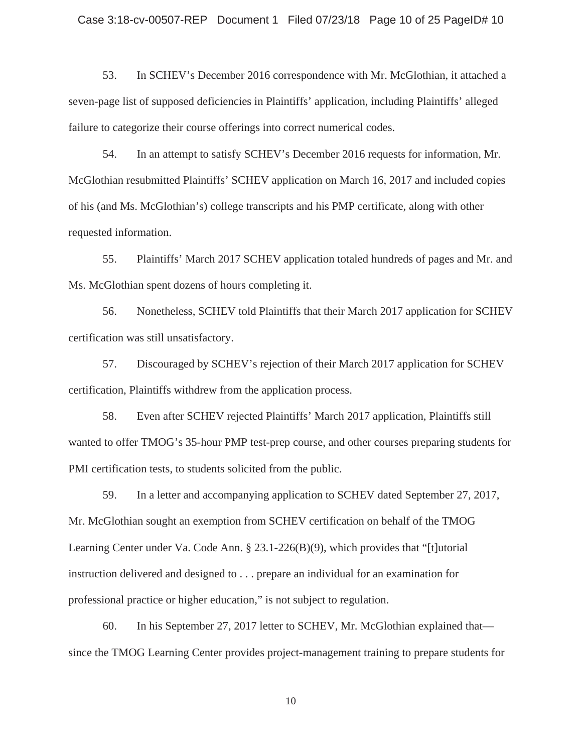53. In SCHEV's December 2016 correspondence with Mr. McGlothian, it attached a seven-page list of supposed deficiencies in Plaintiffs' application, including Plaintiffs' alleged failure to categorize their course offerings into correct numerical codes.

54. In an attempt to satisfy SCHEV's December 2016 requests for information, Mr. McGlothian resubmitted Plaintiffs' SCHEV application on March 16, 2017 and included copies of his (and Ms. McGlothian's) college transcripts and his PMP certificate, along with other requested information.

55. Plaintiffs' March 2017 SCHEV application totaled hundreds of pages and Mr. and Ms. McGlothian spent dozens of hours completing it.

56. Nonetheless, SCHEV told Plaintiffs that their March 2017 application for SCHEV certification was still unsatisfactory.

57. Discouraged by SCHEV's rejection of their March 2017 application for SCHEV certification, Plaintiffs withdrew from the application process.

58. Even after SCHEV rejected Plaintiffs' March 2017 application, Plaintiffs still wanted to offer TMOG's 35-hour PMP test-prep course, and other courses preparing students for PMI certification tests, to students solicited from the public.

59. In a letter and accompanying application to SCHEV dated September 27, 2017, Mr. McGlothian sought an exemption from SCHEV certification on behalf of the TMOG Learning Center under Va. Code Ann. § 23.1-226(B)(9), which provides that "[t]utorial instruction delivered and designed to . . . prepare an individual for an examination for professional practice or higher education," is not subject to regulation.

60. In his September 27, 2017 letter to SCHEV, Mr. McGlothian explained that—since the TMOG Learning Center provides project-management training to prepare students for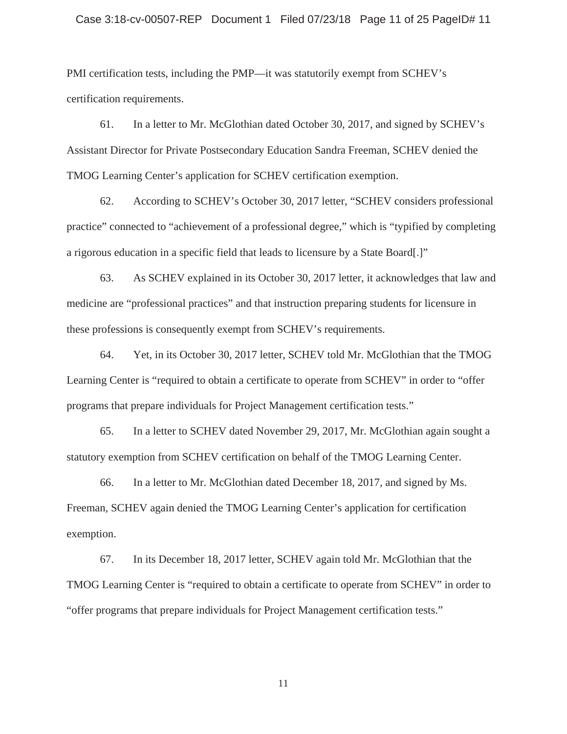PMI certification tests, including the PMP—it was statutorily exempt from SCHEV's certification requirements.

61. In a letter to Mr. McGlothian dated October 30, 2017, and signed by SCHEV's Assistant Director for Private Postsecondary Education Sandra Freeman, SCHEV denied the TMOG Learning Center's application for SCHEV certification exemption.

62. According to SCHEV's October 30, 2017 letter, "SCHEV considers professional practice" connected to "achievement of a professional degree," which is "typified by completing a rigorous education in a specific field that leads to licensure by a State Board[.]"

63. As SCHEV explained in its October 30, 2017 letter, it acknowledges that law and medicine are "professional practices" and that instruction preparing students for licensure in these professions is consequently exempt from SCHEV's requirements.

64. Yet, in its October 30, 2017 letter, SCHEV told Mr. McGlothian that the TMOG Learning Center is "required to obtain a certificate to operate from SCHEV" in order to "offer programs that prepare individuals for Project Management certification tests."

65. In a letter to SCHEV dated November 29, 2017, Mr. McGlothian again sought a statutory exemption from SCHEV certification on behalf of the TMOG Learning Center.

66. In a letter to Mr. McGlothian dated December 18, 2017, and signed by Ms. Freeman, SCHEV again denied the TMOG Learning Center's application for certification exemption.

67. In its December 18, 2017 letter, SCHEV again told Mr. McGlothian that the TMOG Learning Center is "required to obtain a certificate to operate from SCHEV" in order to "offer programs that prepare individuals for Project Management certification tests."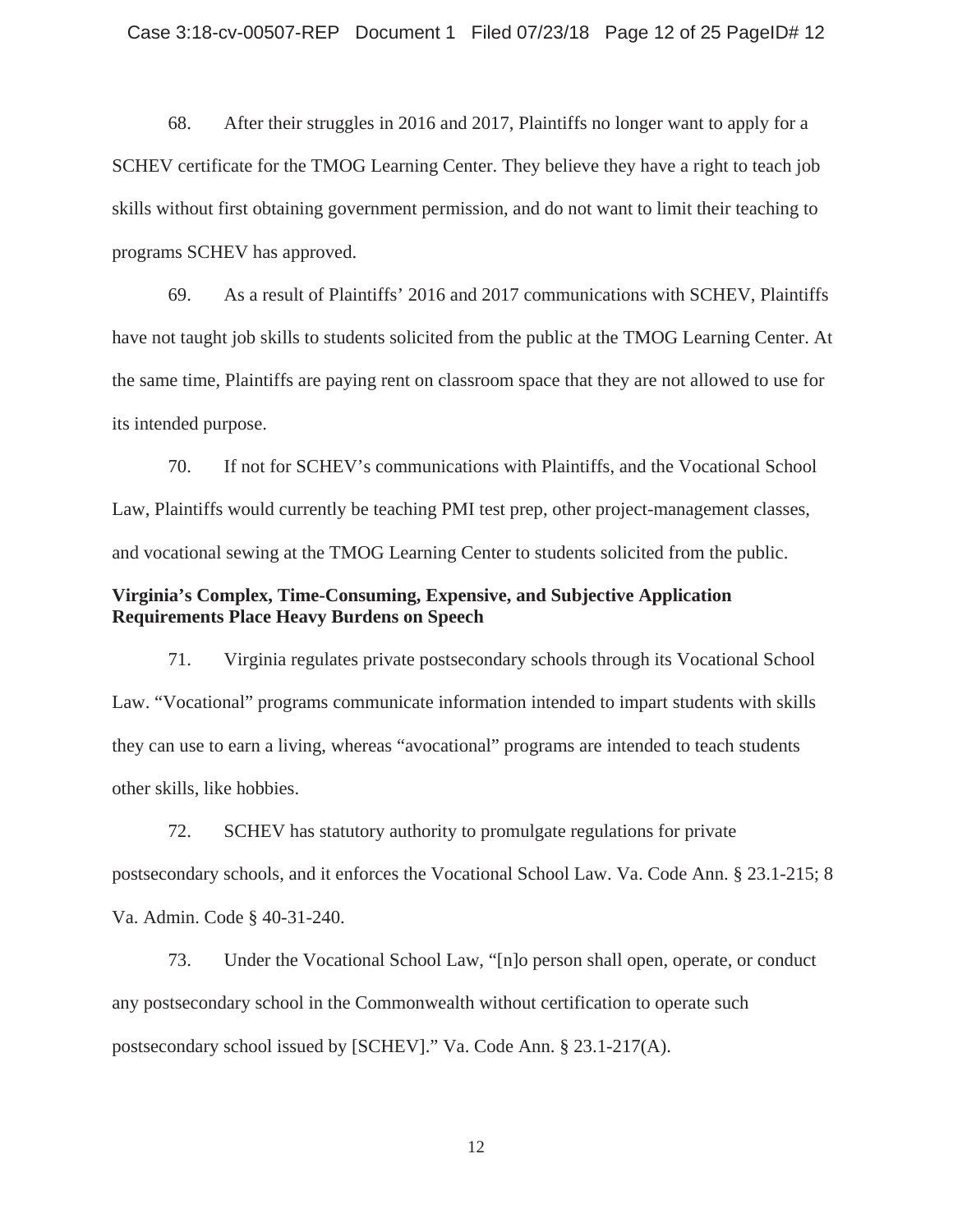68. After their struggles in 2016 and 2017, Plaintiffs no longer want to apply for a SCHEV certificate for the TMOG Learning Center. They believe they have a right to teach job skills without first obtaining government permission, and do not want to limit their teaching to programs SCHEV has approved.

69. As a result of Plaintiffs' 2016 and 2017 communications with SCHEV, Plaintiffs have not taught job skills to students solicited from the public at the TMOG Learning Center. At the same time, Plaintiffs are paying rent on classroom space that they are not allowed to use for its intended purpose.

70. If not for SCHEV's communications with Plaintiffs, and the Vocational School Law, Plaintiffs would currently be teaching PMI test prep, other project-management classes, and vocational sewing at the TMOG Learning Center to students solicited from the public.

**Virginia's Complex, Time-Consuming, Expensive, and Subjective Application Requirements Place Heavy Burdens on Speech**

71. Virginia regulates private postsecondary schools through its Vocational School Law. "Vocational" programs communicate information intended to impart students with skills they can use to earn a living, whereas "avocational" programs are intended to teach students other skills, like hobbies.

72. SCHEV has statutory authority to promulgate regulations for private postsecondary schools, and it enforces the Vocational School Law. Va. Code Ann. § 23.1-215; 8 Va. Admin. Code § 40-31-240.

73. Under the Vocational School Law, "[n]o person shall open, operate, or conduct any postsecondary school in the Commonwealth without certification to operate such postsecondary school issued by [SCHEV]." Va. Code Ann. § 23.1-217(A).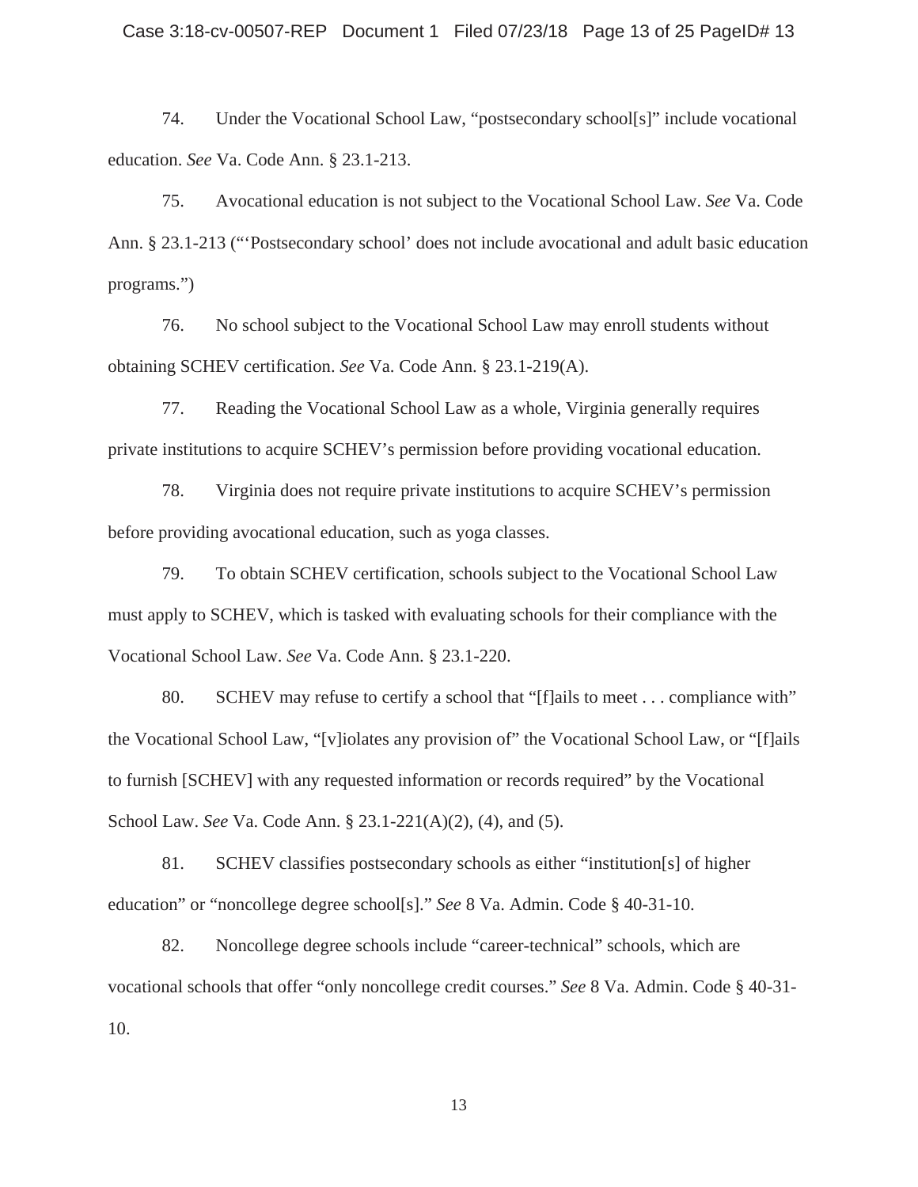74. Under the Vocational School Law, "postsecondary school[s]" include vocational education. *See* Va. Code Ann. § 23.1-213.

75. Avocational education is not subject to the Vocational School Law. *See* Va. Code Ann. § 23.1-213 ("'Postsecondary school' does not include avocational and adult basic education programs.")

76. No school subject to the Vocational School Law may enroll students without obtaining SCHEV certification. *See* Va. Code Ann. § 23.1-219(A).

77. Reading the Vocational School Law as a whole, Virginia generally requires private institutions to acquire SCHEV's permission before providing vocational education.

78. Virginia does not require private institutions to acquire SCHEV's permission before providing avocational education, such as yoga classes.

79. To obtain SCHEV certification, schools subject to the Vocational School Law must apply to SCHEV, which is tasked with evaluating schools for their compliance with the Vocational School Law. *See* Va. Code Ann. § 23.1-220.

80. SCHEV may refuse to certify a school that "[f]ails to meet . . . compliance with" the Vocational School Law, "[v]iolates any provision of" the Vocational School Law, or "[f]ails to furnish [SCHEV] with any requested information or records required" by the Vocational School Law. *See* Va. Code Ann. § 23.1-221(A)(2), (4), and (5).

81. SCHEV classifies postsecondary schools as either "institution[s] of higher education" or "noncollege degree school[s]." *See* 8 Va. Admin. Code § 40-31-10.

82. Noncollege degree schools include "career-technical" schools, which are vocational schools that offer "only noncollege credit courses." *See* 8 Va. Admin. Code § 40-31-10.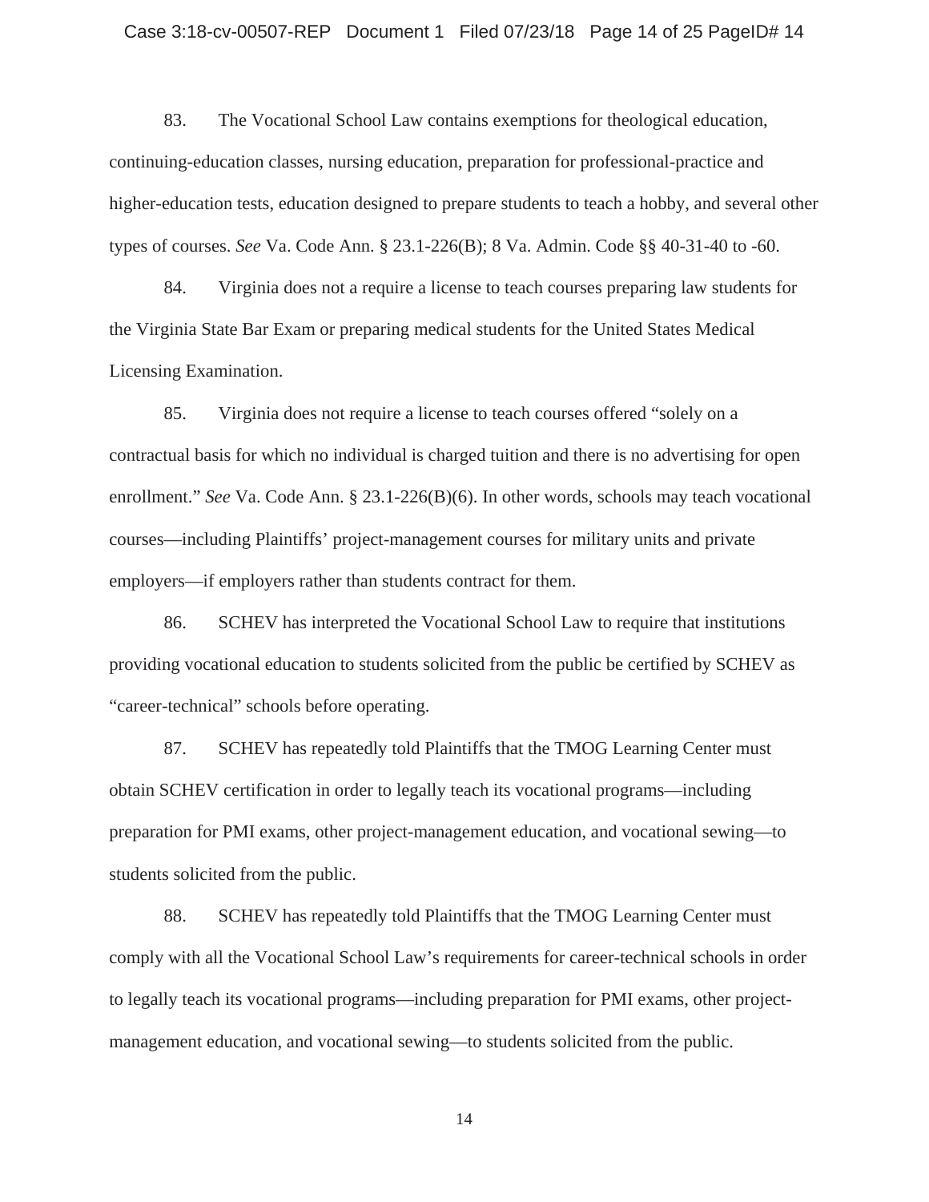83. The Vocational School Law contains exemptions for theological education, continuing-education classes, nursing education, preparation for professional-practice and higher-education tests, education designed to prepare students to teach a hobby, and several other types of courses. *See* Va. Code Ann. § 23.1-226(B); 8 Va. Admin. Code §§ 40-31-40 to -60.

84. Virginia does not a require a license to teach courses preparing law students for the Virginia State Bar Exam or preparing medical students for the United States Medical Licensing Examination.

85. Virginia does not require a license to teach courses offered "solely on a contractual basis for which no individual is charged tuition and there is no advertising for open enrollment." *See* Va. Code Ann. § 23.1-226(B)(6). In other words, schools may teach vocational courses—including Plaintiffs' project-management courses for military units and private employers—if employers rather than students contract for them.

86. SCHEV has interpreted the Vocational School Law to require that institutions providing vocational education to students solicited from the public be certified by SCHEV as "career-technical" schools before operating.

87. SCHEV has repeatedly told Plaintiffs that the TMOG Learning Center must obtain SCHEV certification in order to legally teach its vocational programs—including preparation for PMI exams, other project-management education, and vocational sewing—to students solicited from the public.

88. SCHEV has repeatedly told Plaintiffs that the TMOG Learning Center must comply with all the Vocational School Law's requirements for career-technical schools in order to legally teach its vocational programs—including preparation for PMI exams, other project-management education, and vocational sewing—to students solicited from the public.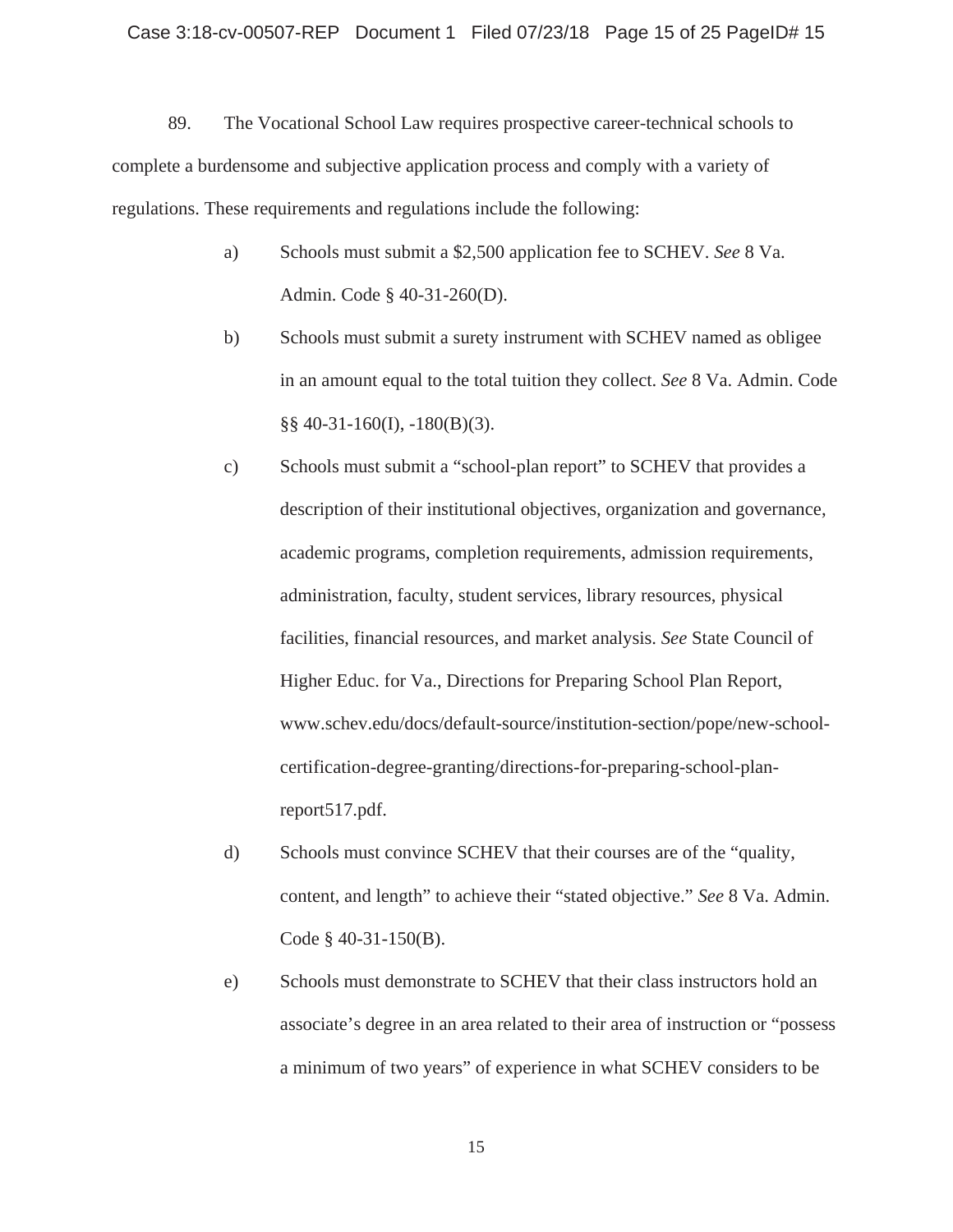89. The Vocational School Law requires prospective career-technical schools to complete a burdensome and subjective application process and comply with a variety of regulations. These requirements and regulations include the following:

a) Schools must submit a $2,500 application fee to SCHEV. *See* 8 Va. Admin. Code § 40-31-260(D).

b) Schools must submit a surety instrument with SCHEV named as obligee in an amount equal to the total tuition they collect. *See* 8 Va. Admin. Code §§ 40-31-160(I), -180(B)(3).

c) Schools must submit a "school-plan report" to SCHEV that provides a description of their institutional objectives, organization and governance, academic programs, completion requirements, admission requirements, administration, faculty, student services, library resources, physical facilities, financial resources, and market analysis. *See* State Council of Higher Educ. for Va., Directions for Preparing School Plan Report, www.schev.edu/docs/default-source/institution-section/pope/new-school-certification-degree-granting/directions-for-preparing-school-plan-report517.pdf.

d) Schools must convince SCHEV that their courses are of the "quality, content, and length" to achieve their "stated objective." *See* 8 Va. Admin. Code § 40-31-150(B).

e) Schools must demonstrate to SCHEV that their class instructors hold an associate's degree in an area related to their area of instruction or "possess a minimum of two years" of experience in what SCHEV considers to be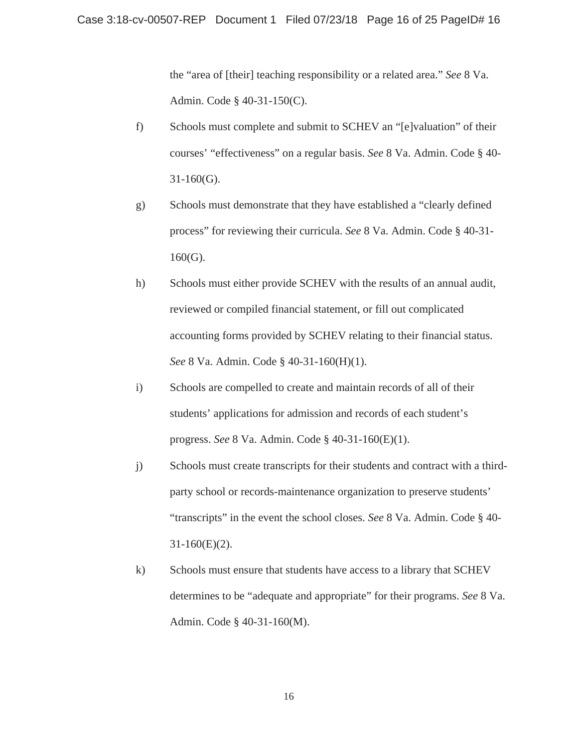the "area of [their] teaching responsibility or a related area." *See* 8 Va. Admin. Code § 40-31-150(C).

f) Schools must complete and submit to SCHEV an "[e]valuation" of their courses' "effectiveness" on a regular basis. *See* 8 Va. Admin. Code § 40-31-160(G).

g) Schools must demonstrate that they have established a "clearly defined process" for reviewing their curricula. *See* 8 Va. Admin. Code § 40-31-160(G).

h) Schools must either provide SCHEV with the results of an annual audit, reviewed or compiled financial statement, or fill out complicated accounting forms provided by SCHEV relating to their financial status. *See* 8 Va. Admin. Code § 40-31-160(H)(1).

i) Schools are compelled to create and maintain records of all of their students' applications for admission and records of each student's progress. *See* 8 Va. Admin. Code § 40-31-160(E)(1).

j) Schools must create transcripts for their students and contract with a third-party school or records-maintenance organization to preserve students' "transcripts" in the event the school closes. *See* 8 Va. Admin. Code § 40-31-160(E)(2).

k) Schools must ensure that students have access to a library that SCHEV determines to be "adequate and appropriate" for their programs. *See* 8 Va. Admin. Code § 40-31-160(M).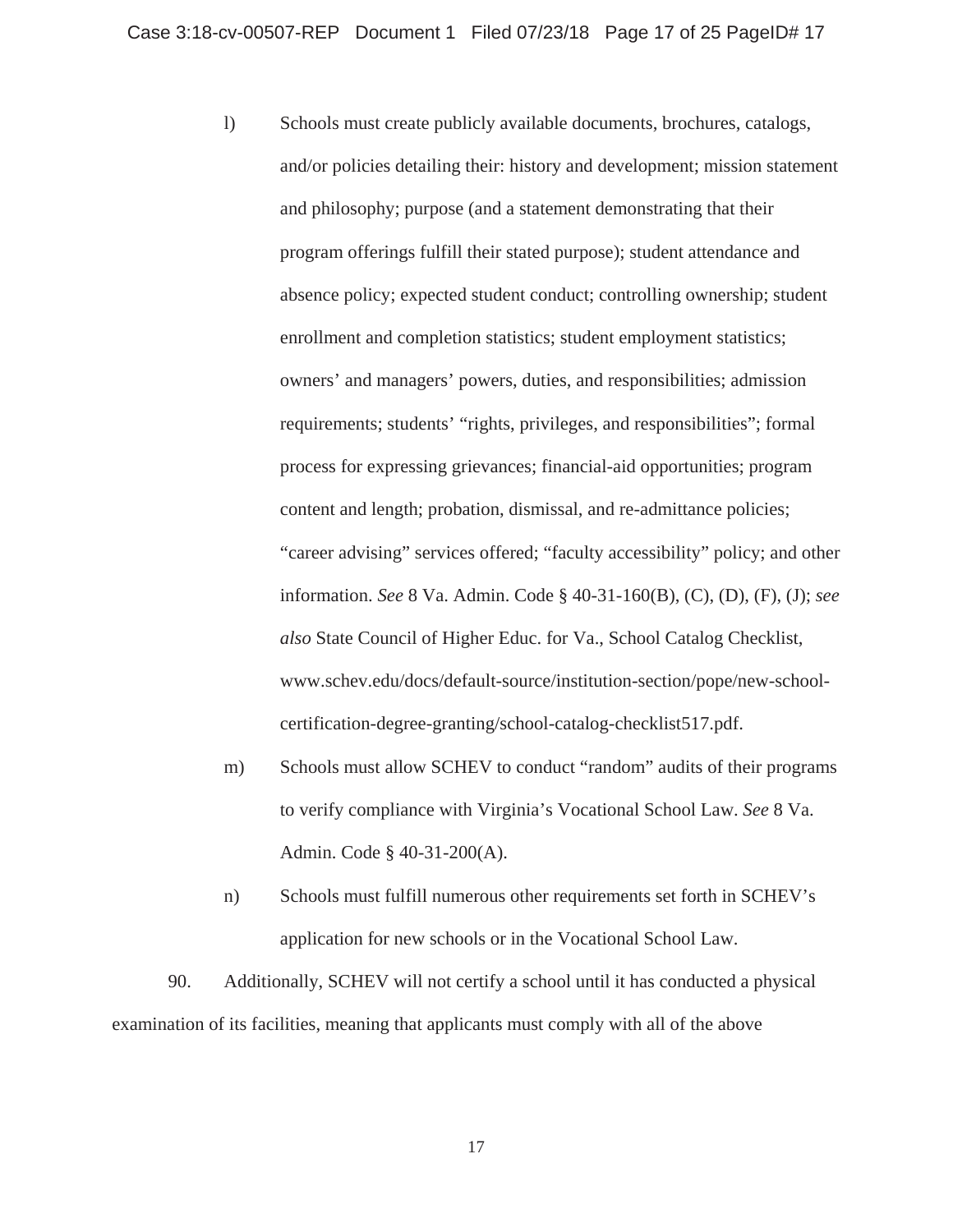l) Schools must create publicly available documents, brochures, catalogs, and/or policies detailing their: history and development; mission statement and philosophy; purpose (and a statement demonstrating that their program offerings fulfill their stated purpose); student attendance and absence policy; expected student conduct; controlling ownership; student enrollment and completion statistics; student employment statistics; owners' and managers' powers, duties, and responsibilities; admission requirements; students' "rights, privileges, and responsibilities"; formal process for expressing grievances; financial-aid opportunities; program content and length; probation, dismissal, and re-admittance policies; "career advising" services offered; "faculty accessibility" policy; and other information. *See* 8 Va. Admin. Code § 40-31-160(B), (C), (D), (F), (J); *see also* State Council of Higher Educ. for Va., School Catalog Checklist, www.schev.edu/docs/default-source/institution-section/pope/new-school-certification-degree-granting/school-catalog-checklist517.pdf.

m) Schools must allow SCHEV to conduct "random" audits of their programs to verify compliance with Virginia's Vocational School Law. *See* 8 Va. Admin. Code § 40-31-200(A).

n) Schools must fulfill numerous other requirements set forth in SCHEV's application for new schools or in the Vocational School Law.

90. Additionally, SCHEV will not certify a school until it has conducted a physical examination of its facilities, meaning that applicants must comply with all of the above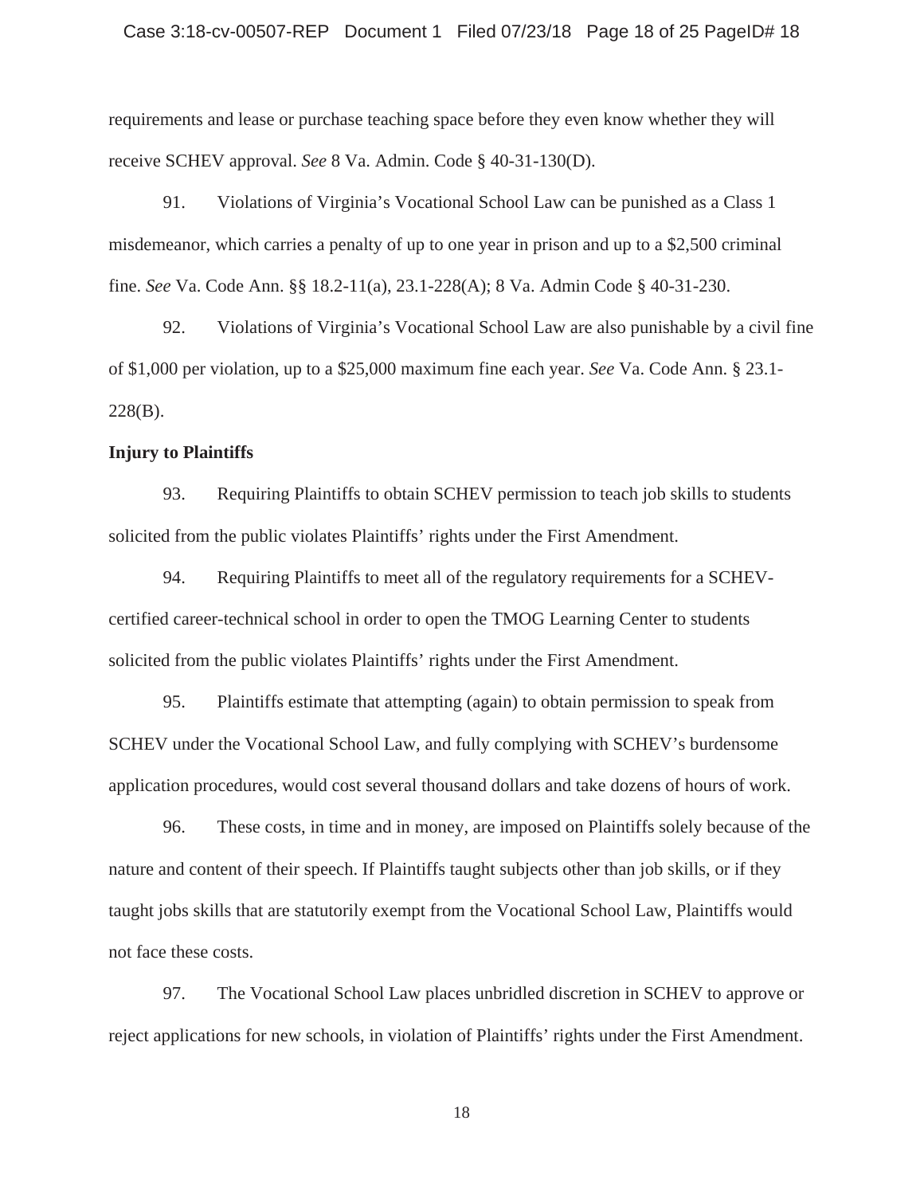requirements and lease or purchase teaching space before they even know whether they will receive SCHEV approval. *See* 8 Va. Admin. Code § 40-31-130(D).

91. Violations of Virginia's Vocational School Law can be punished as a Class 1 misdemeanor, which carries a penalty of up to one year in prison and up to a $2,500 criminal fine. *See* Va. Code Ann. §§ 18.2-11(a), 23.1-228(A); 8 Va. Admin Code § 40-31-230.

92. Violations of Virginia's Vocational School Law are also punishable by a civil fine of $1,000 per violation, up to a $25,000 maximum fine each year. *See* Va. Code Ann. § 23.1-228(B).

**Injury to Plaintiffs**

93. Requiring Plaintiffs to obtain SCHEV permission to teach job skills to students solicited from the public violates Plaintiffs' rights under the First Amendment.

94. Requiring Plaintiffs to meet all of the regulatory requirements for a SCHEV-certified career-technical school in order to open the TMOG Learning Center to students solicited from the public violates Plaintiffs' rights under the First Amendment.

95. Plaintiffs estimate that attempting (again) to obtain permission to speak from SCHEV under the Vocational School Law, and fully complying with SCHEV's burdensome application procedures, would cost several thousand dollars and take dozens of hours of work.

96. These costs, in time and in money, are imposed on Plaintiffs solely because of the nature and content of their speech. If Plaintiffs taught subjects other than job skills, or if they taught jobs skills that are statutorily exempt from the Vocational School Law, Plaintiffs would not face these costs.

97. The Vocational School Law places unbridled discretion in SCHEV to approve or reject applications for new schools, in violation of Plaintiffs' rights under the First Amendment.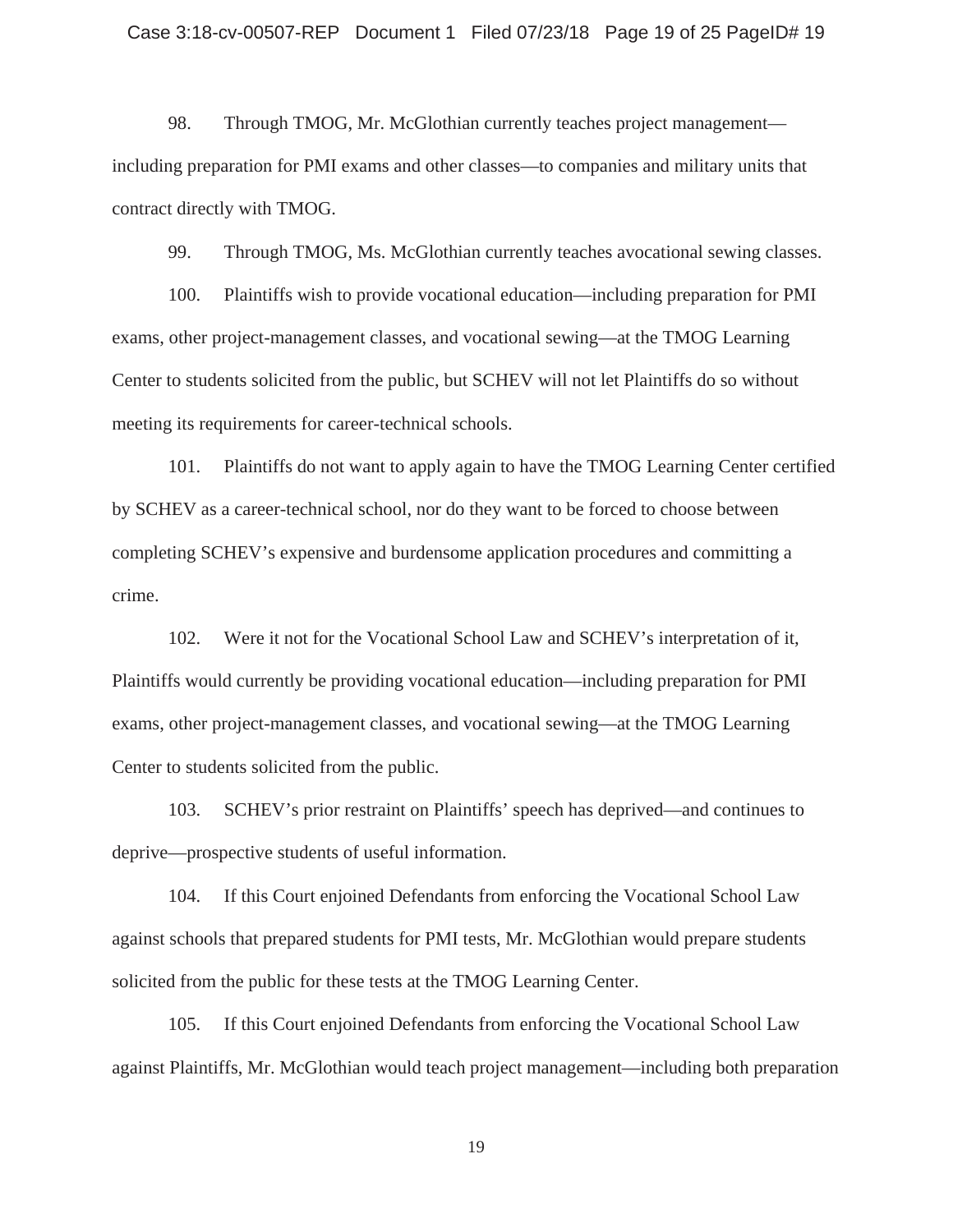98. Through TMOG, Mr. McGlothian currently teaches project management—including preparation for PMI exams and other classes—to companies and military units that contract directly with TMOG.

99. Through TMOG, Ms. McGlothian currently teaches avocational sewing classes.

100. Plaintiffs wish to provide vocational education—including preparation for PMI exams, other project-management classes, and vocational sewing—at the TMOG Learning Center to students solicited from the public, but SCHEV will not let Plaintiffs do so without meeting its requirements for career-technical schools.

101. Plaintiffs do not want to apply again to have the TMOG Learning Center certified by SCHEV as a career-technical school, nor do they want to be forced to choose between completing SCHEV's expensive and burdensome application procedures and committing a crime.

102. Were it not for the Vocational School Law and SCHEV's interpretation of it, Plaintiffs would currently be providing vocational education—including preparation for PMI exams, other project-management classes, and vocational sewing—at the TMOG Learning Center to students solicited from the public.

103. SCHEV's prior restraint on Plaintiffs' speech has deprived—and continues to deprive—prospective students of useful information.

104. If this Court enjoined Defendants from enforcing the Vocational School Law against schools that prepared students for PMI tests, Mr. McGlothian would prepare students solicited from the public for these tests at the TMOG Learning Center.

105. If this Court enjoined Defendants from enforcing the Vocational School Law against Plaintiffs, Mr. McGlothian would teach project management—including both preparation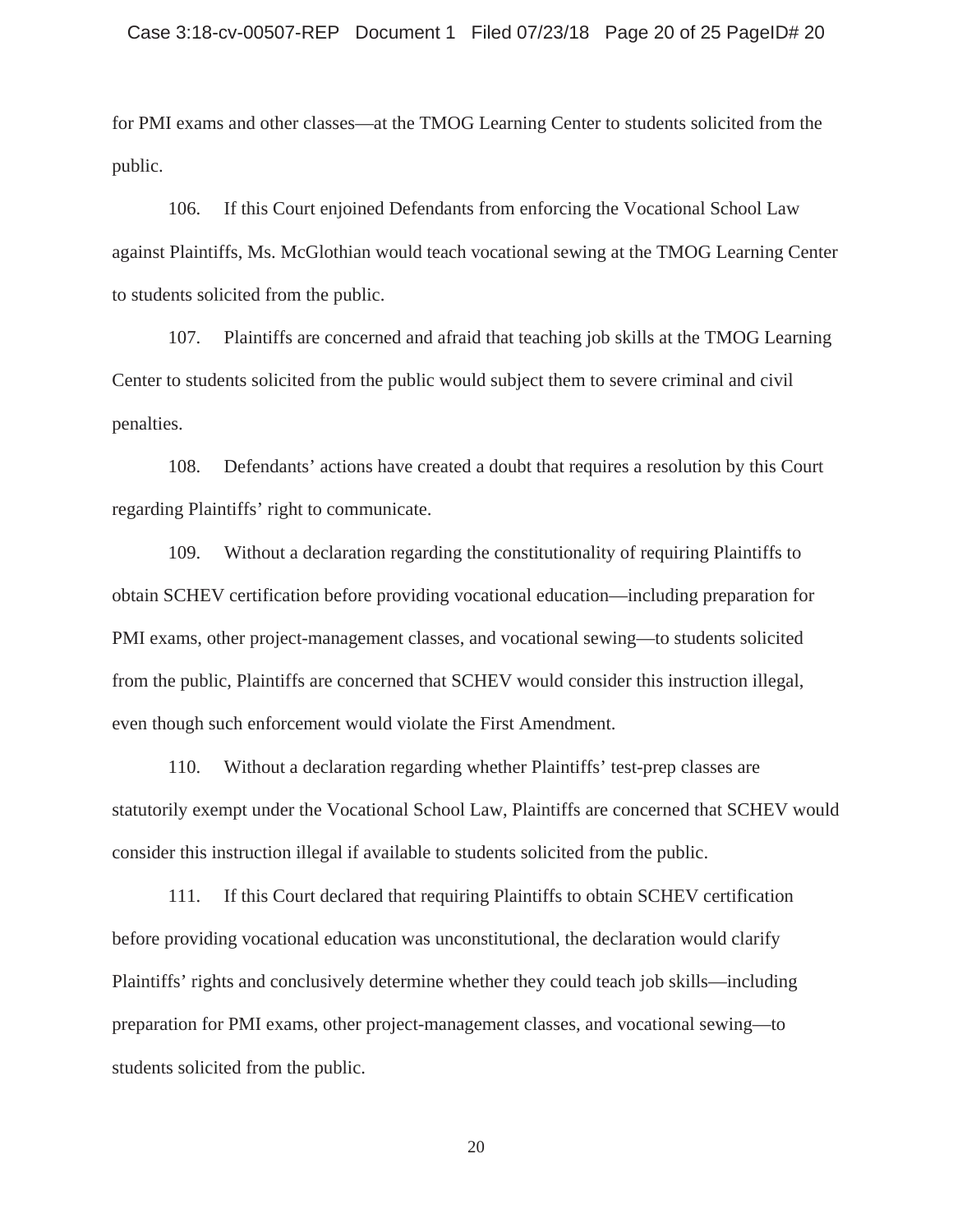for PMI exams and other classes—at the TMOG Learning Center to students solicited from the public.

106. If this Court enjoined Defendants from enforcing the Vocational School Law against Plaintiffs, Ms. McGlothian would teach vocational sewing at the TMOG Learning Center to students solicited from the public.

107. Plaintiffs are concerned and afraid that teaching job skills at the TMOG Learning Center to students solicited from the public would subject them to severe criminal and civil penalties.

108. Defendants' actions have created a doubt that requires a resolution by this Court regarding Plaintiffs' right to communicate.

109. Without a declaration regarding the constitutionality of requiring Plaintiffs to obtain SCHEV certification before providing vocational education—including preparation for PMI exams, other project-management classes, and vocational sewing—to students solicited from the public, Plaintiffs are concerned that SCHEV would consider this instruction illegal, even though such enforcement would violate the First Amendment.

110. Without a declaration regarding whether Plaintiffs' test-prep classes are statutorily exempt under the Vocational School Law, Plaintiffs are concerned that SCHEV would consider this instruction illegal if available to students solicited from the public.

111. If this Court declared that requiring Plaintiffs to obtain SCHEV certification before providing vocational education was unconstitutional, the declaration would clarify Plaintiffs' rights and conclusively determine whether they could teach job skills—including preparation for PMI exams, other project-management classes, and vocational sewing—to students solicited from the public.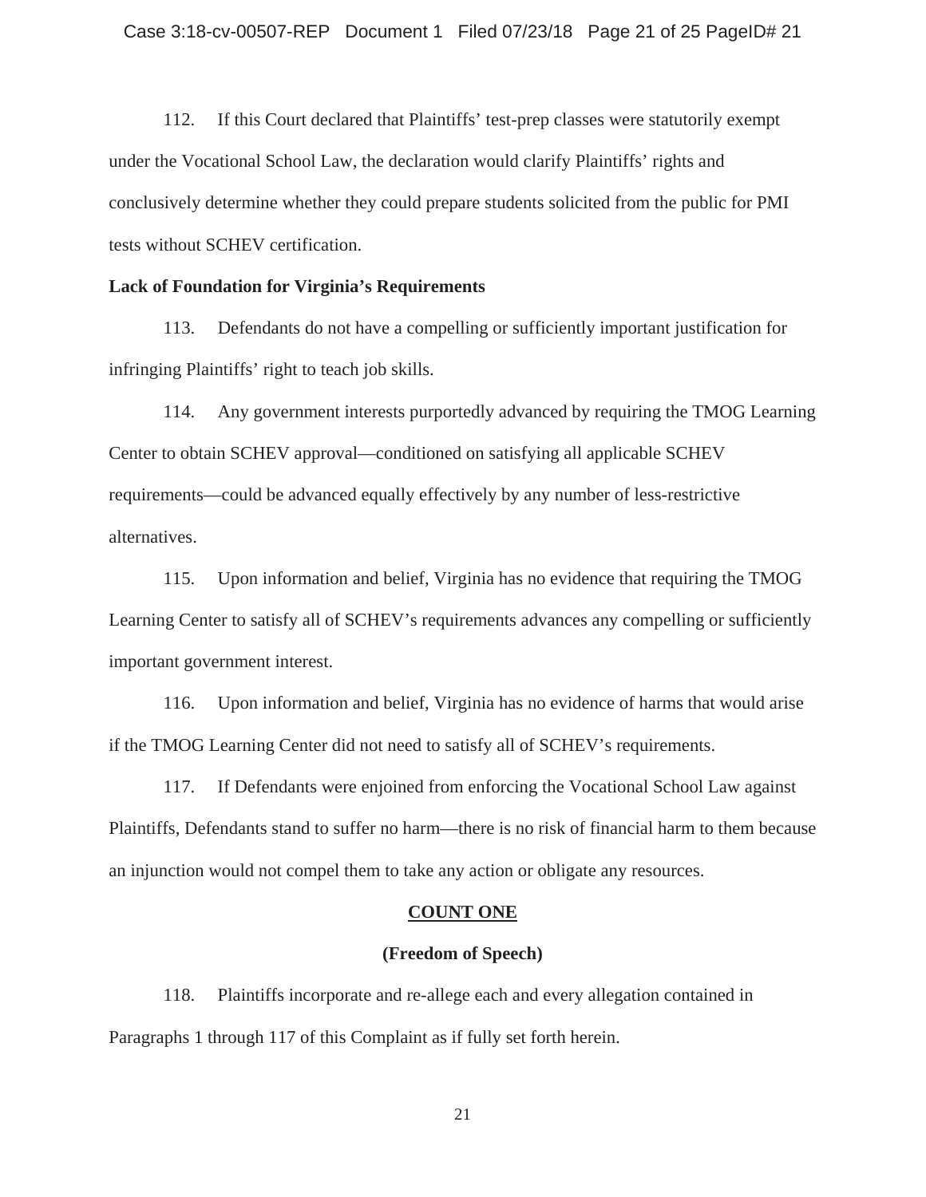112. If this Court declared that Plaintiffs' test-prep classes were statutorily exempt under the Vocational School Law, the declaration would clarify Plaintiffs' rights and conclusively determine whether they could prepare students solicited from the public for PMI tests without SCHEV certification.

**Lack of Foundation for Virginia's Requirements**

113. Defendants do not have a compelling or sufficiently important justification for infringing Plaintiffs' right to teach job skills.

114. Any government interests purportedly advanced by requiring the TMOG Learning Center to obtain SCHEV approval—conditioned on satisfying all applicable SCHEV requirements—could be advanced equally effectively by any number of less-restrictive alternatives.

115. Upon information and belief, Virginia has no evidence that requiring the TMOG Learning Center to satisfy all of SCHEV's requirements advances any compelling or sufficiently important government interest.

116. Upon information and belief, Virginia has no evidence of harms that would arise if the TMOG Learning Center did not need to satisfy all of SCHEV's requirements.

117. If Defendants were enjoined from enforcing the Vocational School Law against Plaintiffs, Defendants stand to suffer no harm—there is no risk of financial harm to them because an injunction would not compel them to take any action or obligate any resources.

**COUNT ONE**

**(Freedom of Speech)**

118. Plaintiffs incorporate and re-allege each and every allegation contained in Paragraphs 1 through 117 of this Complaint as if fully set forth herein.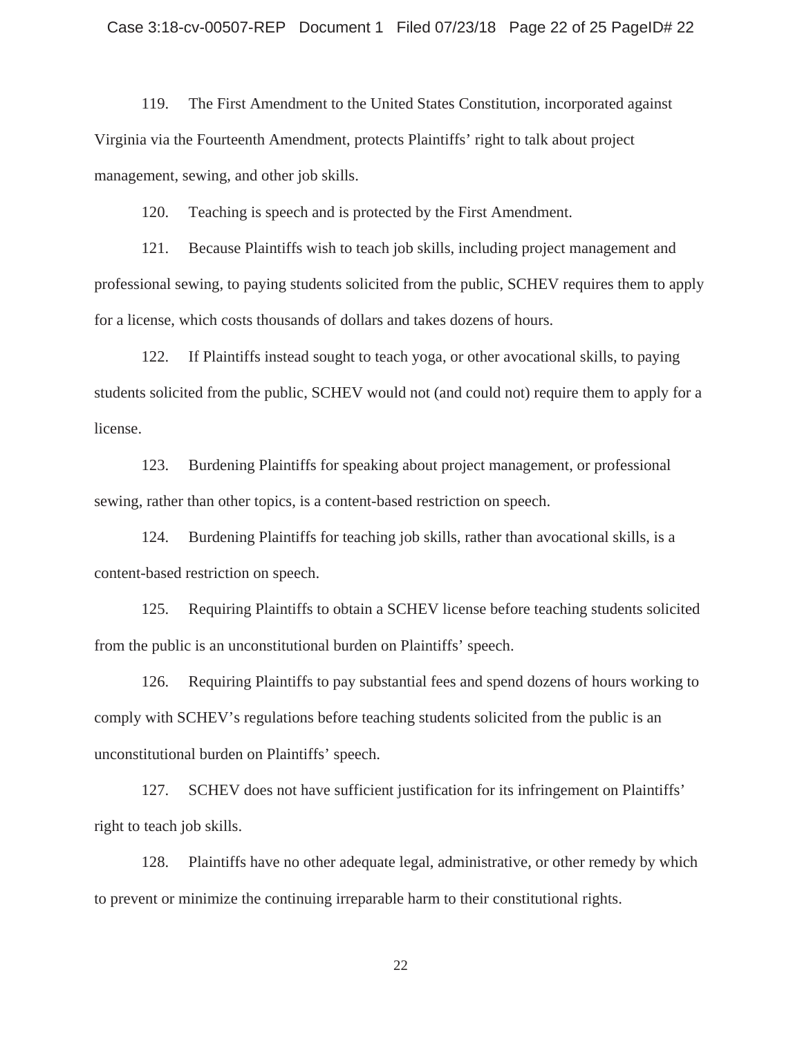119. The First Amendment to the United States Constitution, incorporated against Virginia via the Fourteenth Amendment, protects Plaintiffs' right to talk about project management, sewing, and other job skills.

120. Teaching is speech and is protected by the First Amendment.

121. Because Plaintiffs wish to teach job skills, including project management and professional sewing, to paying students solicited from the public, SCHEV requires them to apply for a license, which costs thousands of dollars and takes dozens of hours.

122. If Plaintiffs instead sought to teach yoga, or other avocational skills, to paying students solicited from the public, SCHEV would not (and could not) require them to apply for a license.

123. Burdening Plaintiffs for speaking about project management, or professional sewing, rather than other topics, is a content-based restriction on speech.

124. Burdening Plaintiffs for teaching job skills, rather than avocational skills, is a content-based restriction on speech.

125. Requiring Plaintiffs to obtain a SCHEV license before teaching students solicited from the public is an unconstitutional burden on Plaintiffs' speech.

126. Requiring Plaintiffs to pay substantial fees and spend dozens of hours working to comply with SCHEV's regulations before teaching students solicited from the public is an unconstitutional burden on Plaintiffs' speech.

127. SCHEV does not have sufficient justification for its infringement on Plaintiffs' right to teach job skills.

128. Plaintiffs have no other adequate legal, administrative, or other remedy by which to prevent or minimize the continuing irreparable harm to their constitutional rights.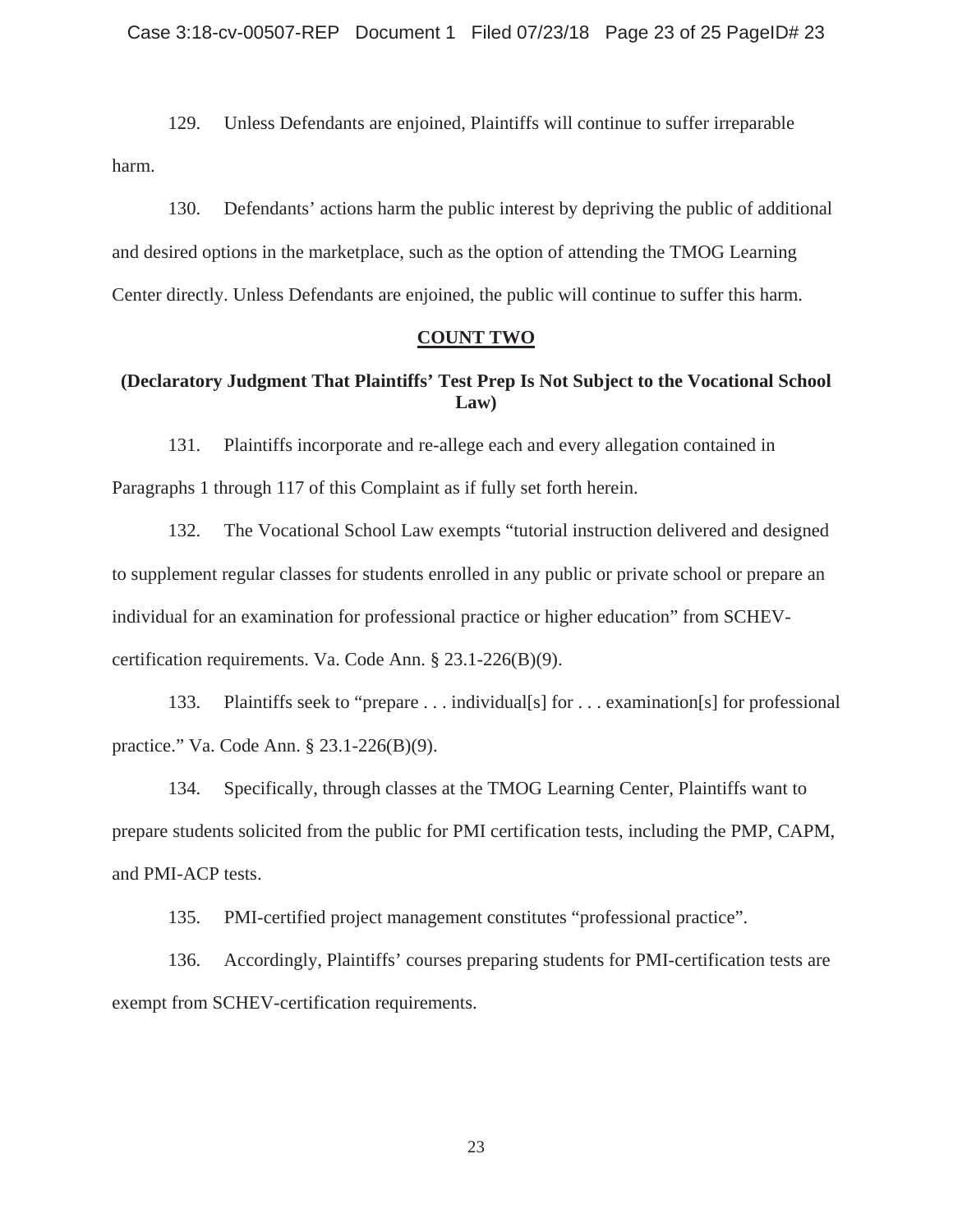129. Unless Defendants are enjoined, Plaintiffs will continue to suffer irreparable harm.

130. Defendants' actions harm the public interest by depriving the public of additional and desired options in the marketplace, such as the option of attending the TMOG Learning Center directly. Unless Defendants are enjoined, the public will continue to suffer this harm.

## COUNT TWO

### (Declaratory Judgment That Plaintiffs' Test Prep Is Not Subject to the Vocational School Law)

131. Plaintiffs incorporate and re-allege each and every allegation contained in Paragraphs 1 through 117 of this Complaint as if fully set forth herein.

132. The Vocational School Law exempts "tutorial instruction delivered and designed to supplement regular classes for students enrolled in any public or private school or prepare an individual for an examination for professional practice or higher education" from SCHEV-certification requirements. Va. Code Ann. § 23.1-226(B)(9).

133. Plaintiffs seek to "prepare . . . individual[s] for . . . examination[s] for professional practice." Va. Code Ann. § 23.1-226(B)(9).

134. Specifically, through classes at the TMOG Learning Center, Plaintiffs want to prepare students solicited from the public for PMI certification tests, including the PMP, CAPM, and PMI-ACP tests.

135. PMI-certified project management constitutes "professional practice".

136. Accordingly, Plaintiffs' courses preparing students for PMI-certification tests are exempt from SCHEV-certification requirements.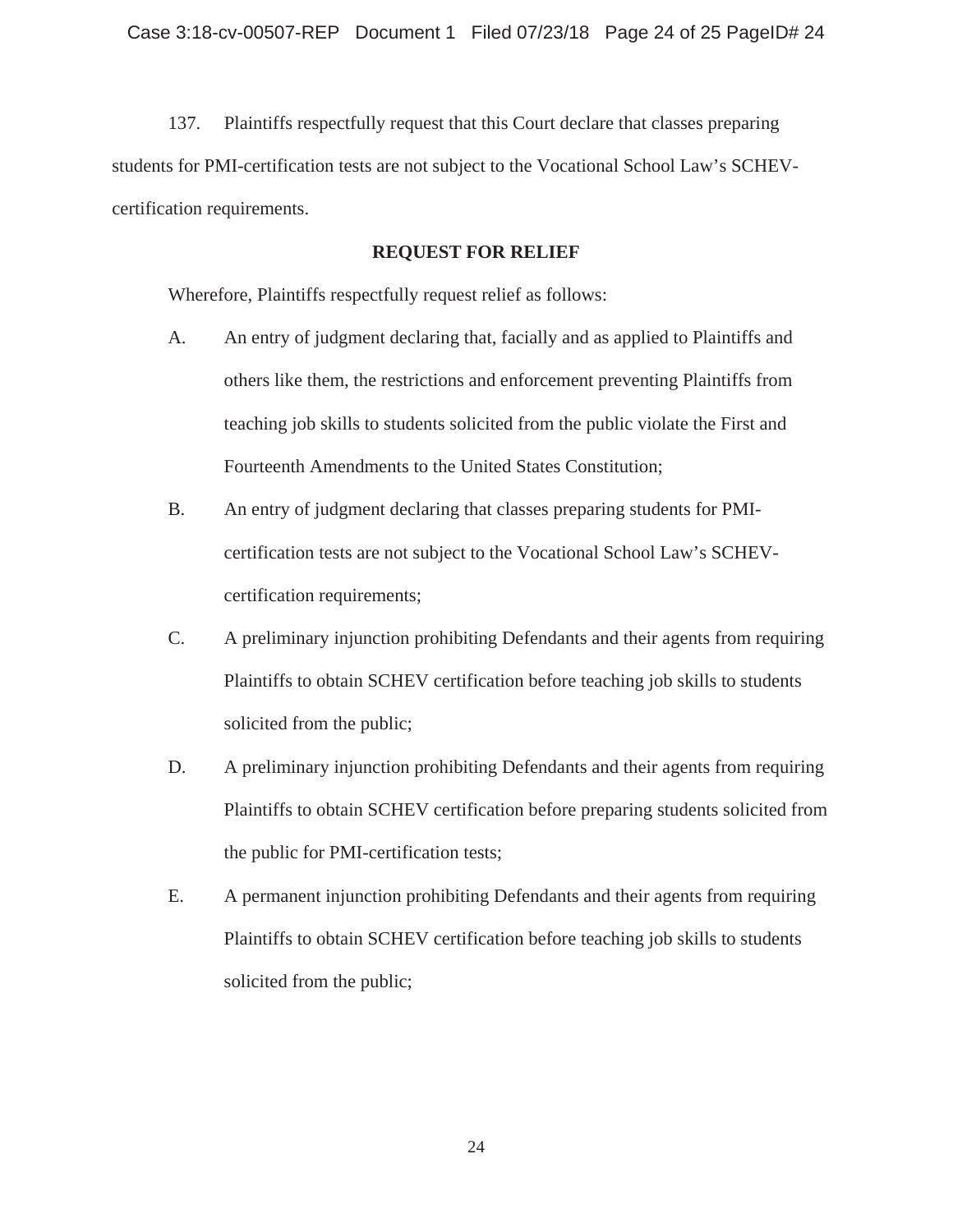137. Plaintiffs respectfully request that this Court declare that classes preparing students for PMI-certification tests are not subject to the Vocational School Law's SCHEV-certification requirements.

**REQUEST FOR RELIEF**

Wherefore, Plaintiffs respectfully request relief as follows:

A. An entry of judgment declaring that, facially and as applied to Plaintiffs and others like them, the restrictions and enforcement preventing Plaintiffs from teaching job skills to students solicited from the public violate the First and Fourteenth Amendments to the United States Constitution;

B. An entry of judgment declaring that classes preparing students for PMI-certification tests are not subject to the Vocational School Law's SCHEV-certification requirements;

C. A preliminary injunction prohibiting Defendants and their agents from requiring Plaintiffs to obtain SCHEV certification before teaching job skills to students solicited from the public;

D. A preliminary injunction prohibiting Defendants and their agents from requiring Plaintiffs to obtain SCHEV certification before preparing students solicited from the public for PMI-certification tests;

E. A permanent injunction prohibiting Defendants and their agents from requiring Plaintiffs to obtain SCHEV certification before teaching job skills to students solicited from the public;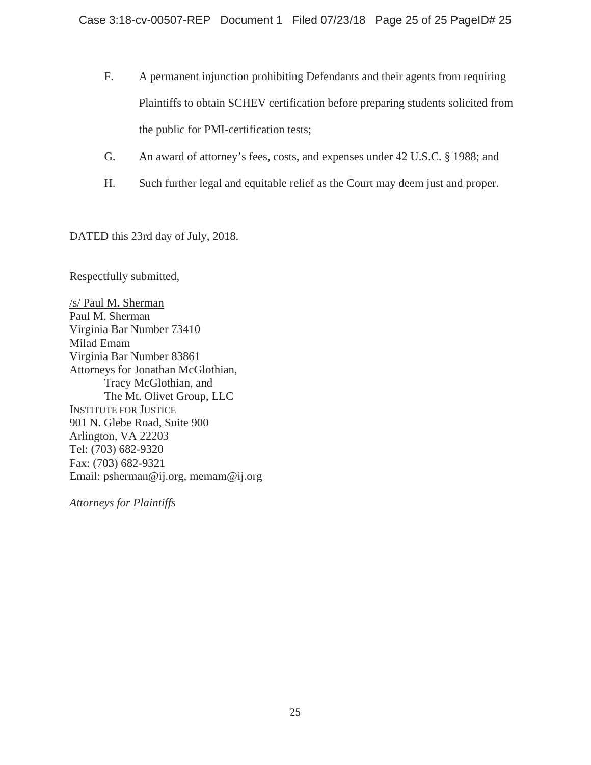F. A permanent injunction prohibiting Defendants and their agents from requiring Plaintiffs to obtain SCHEV certification before preparing students solicited from the public for PMI-certification tests;

G. An award of attorney's fees, costs, and expenses under 42 U.S.C. § 1988; and

H. Such further legal and equitable relief as the Court may deem just and proper.

DATED this 23rd day of July, 2018.

Respectfully submitted,

/s/ Paul M. Sherman
Paul M. Sherman
Virginia Bar Number 73410
Milad Emam
Virginia Bar Number 83861
Attorneys for Jonathan McGlothian,
Tracy McGlothian, and
The Mt. Olivet Group, LLC
INSTITUTE FOR JUSTICE
901 N. Glebe Road, Suite 900
Arlington, VA 22203
Tel: (703) 682-9320
Fax: (703) 682-9321
Email: psherman@ij.org, memam@ij.org

*Attorneys for Plaintiffs*